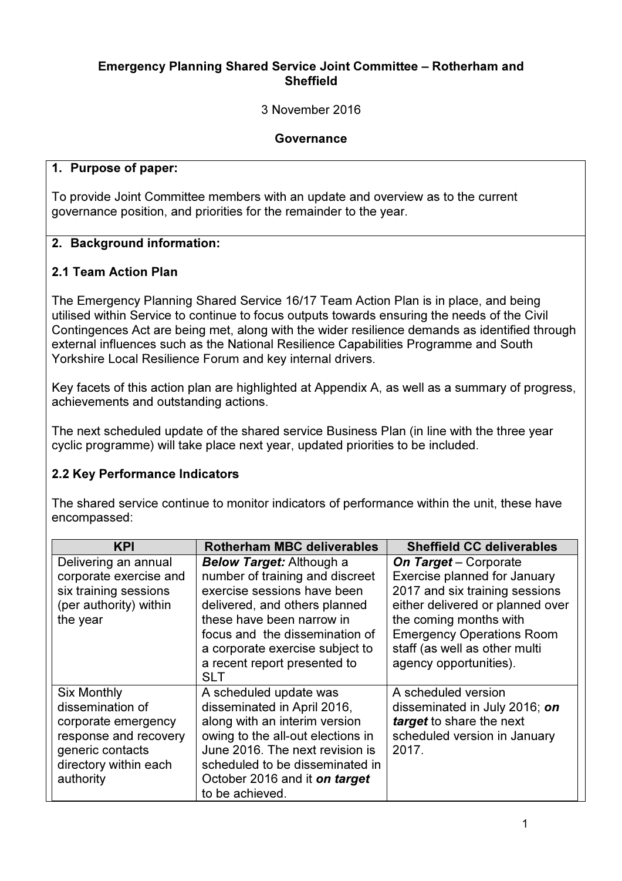**Emergency Planning Shared Service Joint Committee – Rotherham and Sheffield**

3 November 2016

**Governance**

## 1. Purpose of paper:

To provide Joint Committee members with an update and overview as to the current governance position, and priorities for the remainder to the year.

## 2. Background information:

### 2.1 Team Action Plan

The Emergency Planning Shared Service 16/17 Team Action Plan is in place, and being utilised within Service to continue to focus outputs towards ensuring the needs of the Civil Contingences Act are being met, along with the wider resilience demands as identified through external influences such as the National Resilience Capabilities Programme and South Yorkshire Local Resilience Forum and key internal drivers.

Key facets of this action plan are highlighted at Appendix A, as well as a summary of progress, achievements and outstanding actions.

The next scheduled update of the shared service Business Plan (in line with the three year cyclic programme) will take place next year, updated priorities to be included.

### 2.2 Key Performance Indicators

The shared service continue to monitor indicators of performance within the unit, these have encompassed:

| KPI | Rotherham MBC deliverables | Sheffield CC deliverables |
|---|---|---|
| Delivering an annual corporate exercise and six training sessions (per authority) within the year | ***Below Target:*** Although a number of training and discreet exercise sessions have been delivered, and others planned these have been narrow in focus and the dissemination of a corporate exercise subject to a recent report presented to SLT | ***On Target*** – Corporate Exercise planned for January 2017 and six training sessions either delivered or planned over the coming months with Emergency Operations Room staff (as well as other multi agency opportunities). |
| Six Monthly dissemination of corporate emergency response and recovery generic contacts directory within each authority | A scheduled update was disseminated in April 2016, along with an interim version owing to the all-out elections in June 2016. The next revision is scheduled to be disseminated in October 2016 and it ***on target*** to be achieved. | A scheduled version disseminated in July 2016; ***on target*** to share the next scheduled version in January 2017. |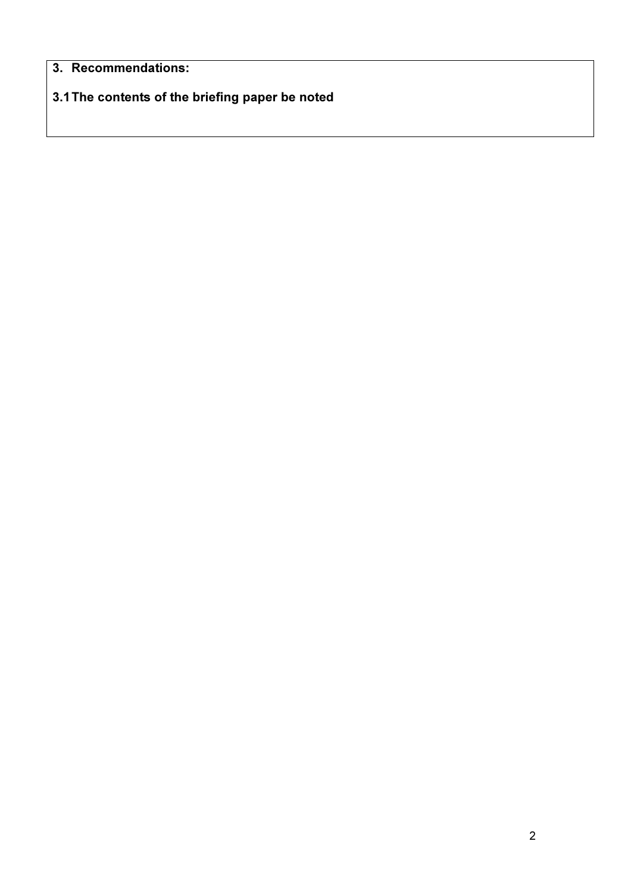## 3. Recommendations:

**3.1 The contents of the briefing paper be noted**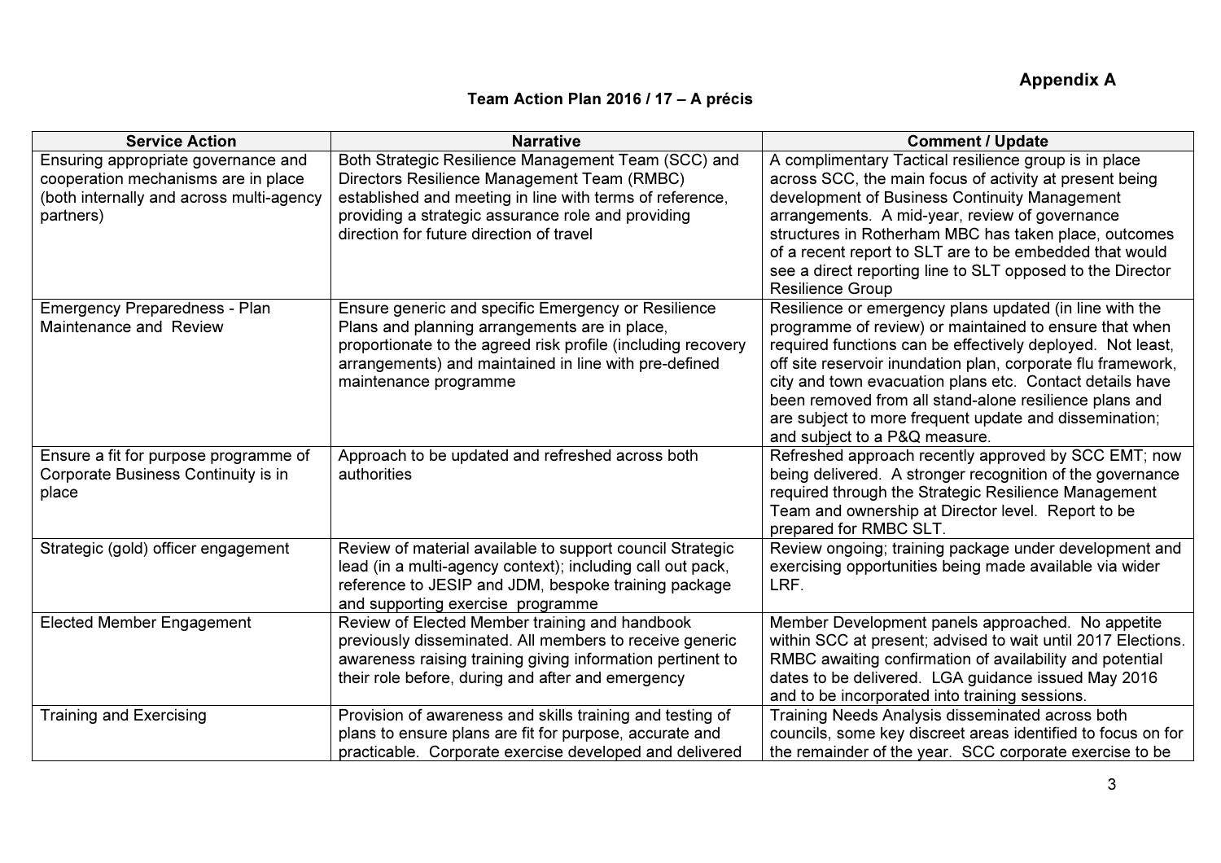**Appendix A**

**Team Action Plan 2016 / 17 – A précis**

| Service Action | Narrative | Comment / Update |
|---|---|---|
| Ensuring appropriate governance and cooperation mechanisms are in place (both internally and across multi-agency partners) | Both Strategic Resilience Management Team (SCC) and Directors Resilience Management Team (RMBC) established and meeting in line with terms of reference, providing a strategic assurance role and providing direction for future direction of travel | A complimentary Tactical resilience group is in place across SCC, the main focus of activity at present being development of Business Continuity Management arrangements. A mid-year, review of governance structures in Rotherham MBC has taken place, outcomes of a recent report to SLT are to be embedded that would see a direct reporting line to SLT opposed to the Director Resilience Group |
| Emergency Preparedness - Plan Maintenance and Review | Ensure generic and specific Emergency or Resilience Plans and planning arrangements are in place, proportionate to the agreed risk profile (including recovery arrangements) and maintained in line with pre-defined maintenance programme | Resilience or emergency plans updated (in line with the programme of review) or maintained to ensure that when required functions can be effectively deployed. Not least, off site reservoir inundation plan, corporate flu framework, city and town evacuation plans etc. Contact details have been removed from all stand-alone resilience plans and are subject to more frequent update and dissemination; and subject to a P&Q measure. |
| Ensure a fit for purpose programme of Corporate Business Continuity is in place | Approach to be updated and refreshed across both authorities | Refreshed approach recently approved by SCC EMT; now being delivered. A stronger recognition of the governance required through the Strategic Resilience Management Team and ownership at Director level. Report to be prepared for RMBC SLT. |
| Strategic (gold) officer engagement | Review of material available to support council Strategic lead (in a multi-agency context); including call out pack, reference to JESIP and JDM, bespoke training package and supporting exercise programme | Review ongoing; training package under development and exercising opportunities being made available via wider LRF. |
| Elected Member Engagement | Review of Elected Member training and handbook previously disseminated. All members to receive generic awareness raising training giving information pertinent to their role before, during and after and emergency | Member Development panels approached. No appetite within SCC at present; advised to wait until 2017 Elections. RMBC awaiting confirmation of availability and potential dates to be delivered. LGA guidance issued May 2016 and to be incorporated into training sessions. |
| Training and Exercising | Provision of awareness and skills training and testing of plans to ensure plans are fit for purpose, accurate and practicable. Corporate exercise developed and delivered | Training Needs Analysis disseminated across both councils, some key discreet areas identified to focus on for the remainder of the year. SCC corporate exercise to be |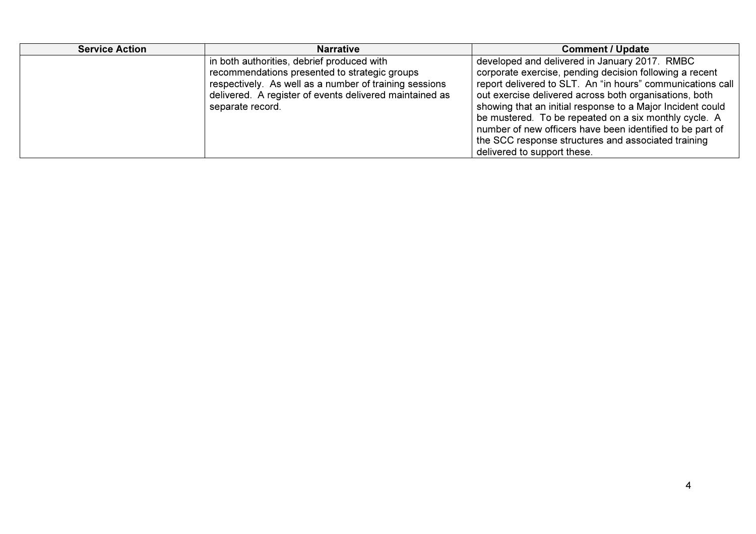| Service Action | Narrative | Comment / Update |
| --- | --- | --- |
| | in both authorities, debrief produced with recommendations presented to strategic groups respectively. As well as a number of training sessions delivered. A register of events delivered maintained as separate record. | developed and delivered in January 2017. RMBC corporate exercise, pending decision following a recent report delivered to SLT. An "in hours" communications call out exercise delivered across both organisations, both showing that an initial response to a Major Incident could be mustered. To be repeated on a six monthly cycle. A number of new officers have been identified to be part of the SCC response structures and associated training delivered to support these. |